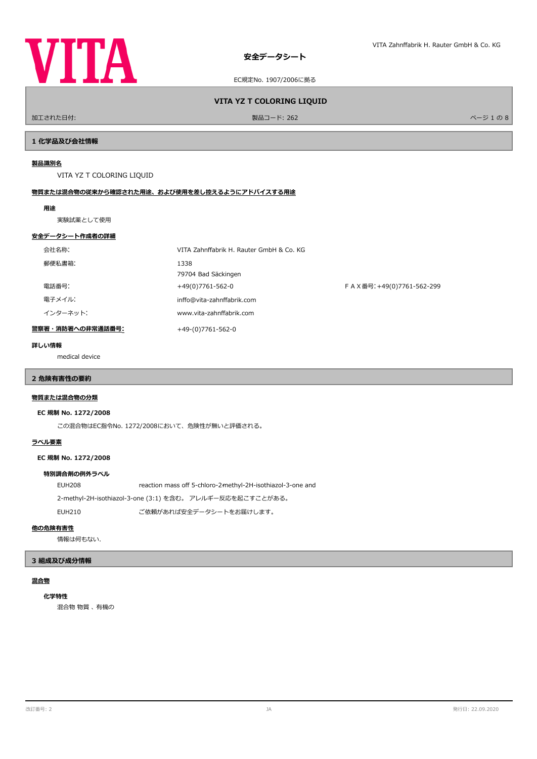# 安全データシート

EC規定No. 1907/2006に拠る

## VITA YZ T COLORING LIQUID

加工された日付: 製品コード: 262

## 1 化学品及び会社情報

**製品識別名**

VITA YZ T COLORING LIQUID

**物質または混合物の従来から確認された用途、および使用を差し控えるようにアドバイスする用途**

**用途**

実験試薬として使用

**安全データシート作成者の詳細**

| | | |
|---|---|---|
| 会社名称: | VITA Zahnffabrik H. Rauter GmbH & Co. KG | |
| 郵便私書箱: | 1338<br>79704 Bad Säckingen | |
| 電話番号: | +49(0)7761-562-0 | ＦＡＸ番号:+49(0)7761-562-299 |
| 電子メイル: | inffo@vita-zahnffabrik.com | |
| インターネット: | www.vita-zahnffabrik.com | |

**警察署・消防署への非常通話番号:** +49-(0)7761-562-0

**詳しい情報**

medical device

## 2 危険有害性の要約

**物質または混合物の分類**

**EC 規制 No. 1272/2008**

この混合物はEC指令No. 1272/2008において、危険性が無いと評価される。

**ラベル要素**

**EC 規制 No. 1272/2008**

**特別調合剤の例外ラベル**

EUH208 reaction mass off 5-chloro-2-methyl-2H-isothiazol-3-one and 2-methyl-2H-isothiazol-3-one (3:1) を含む。 アレルギー反応を起こすことがある。

EUH210 ご依頼があれば安全データシートをお届けします。

**他の危険有害性**

情報は何もない.

## 3 組成及び成分情報

**混合物**

**化学特性**

混合物 物質 、有機の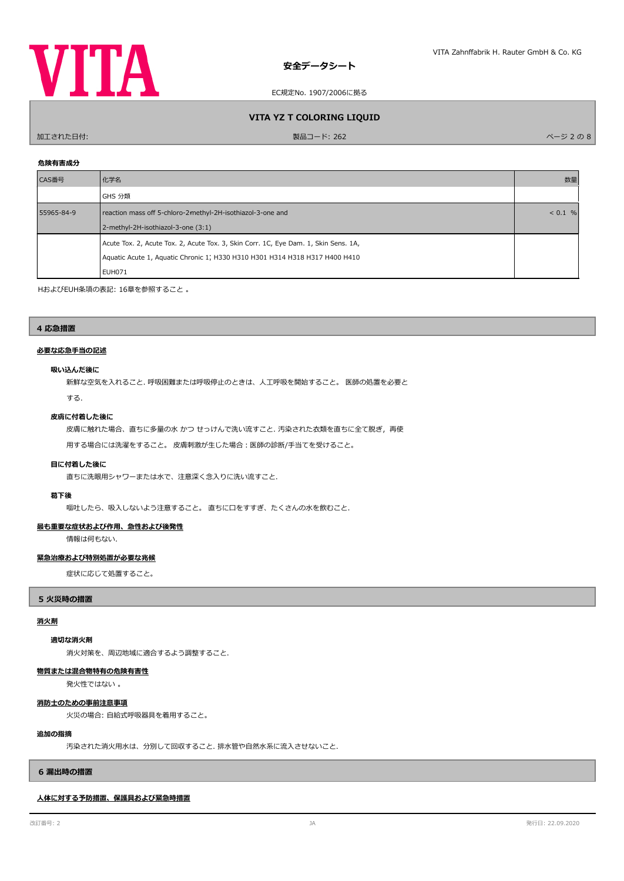#### 危険有害成分

| CAS番号 | 化学名 | 数量 |
| --- | --- | --- |
| | GHS 分類 | |
| 55965-84-9 | reaction mass off 5-chloro-2-methyl-2H-isothiazol-3-one and 2-methyl-2H-isothiazol-3-one (3:1) | < 0.1 % |
| | Acute Tox. 2, Acute Tox. 2, Acute Tox. 3, Skin Corr. 1C, Eye Dam. 1, Skin Sens. 1A, Aquatic Acute 1, Aquatic Chronic 1; H330 H310 H301 H314 H318 H317 H400 H410 EUH071 | |

HおよびEUH条項の表記: 16章を参照すること 。

## 4 応急措置

### 必要な応急手当の記述

#### 吸い込んだ後に

新鮮な空気を入れること. 呼吸困難または呼吸停止のときは、人工呼吸を開始すること。 医師の処置を必要とする.

#### 皮膚に付着した後に

皮膚に触れた場合、直ちに多量の水 かつ せっけんで洗い流すこと. 汚染された衣類を直ちに全て脱ぎ，再使用する場合には洗濯をすること。 皮膚刺激が生じた場合：医師の診断/手当てを受けること。

#### 目に付着した後に

直ちに洗眼用シャワーまたは水で、注意深く念入りに洗い流すこと.

#### 嚥下後

嘔吐したら、吸入しないよう注意すること。 直ちに口をすすぎ、たくさんの水を飲むこと.

### 最も重要な症状および作用、急性および後発性

情報は何もない.

### 緊急治療および特別処置が必要な兆候

症状に応じて処置すること。

## 5 火災時の措置

### 消火剤

#### 適切な消火剤

消火対策を、周辺地域に適合するよう調整すること.

### 物質または混合物特有の危険有害性

発火性ではない 。

### 消防士のための事前注意事項

火災の場合: 自給式呼吸器具を着用すること。

#### 追加の指摘

汚染された消火用水は、分別して回収すること. 排水管や自然水系に流入させないこと.

## 6 漏出時の措置

### 人体に対する予防措置、保護具および緊急時措置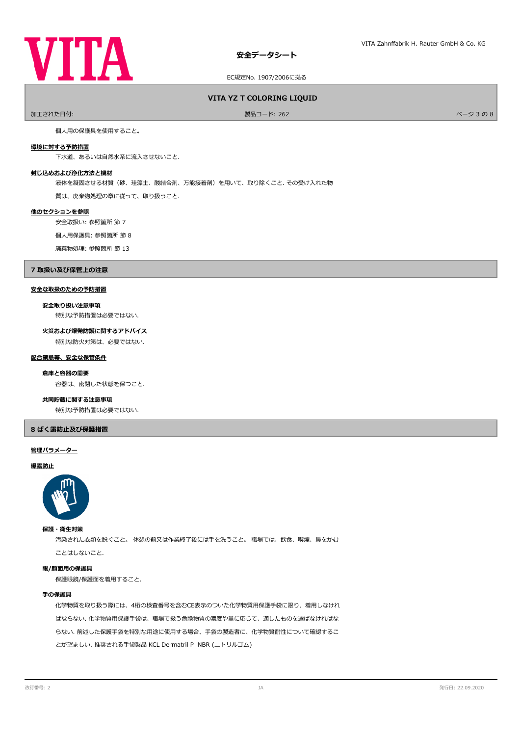個人用の保護具を使用すること。

**環境に対する予防措置**

下水道、あるいは自然水系に流入させないこと.

**封じ込めおよび浄化方法と機材**

液体を凝固させる材質（砂、珪藻土、酸結合剤、万能接着剤）を用いて、取り除くこと. その受け入れた物質は、廃棄物処理の章に従って、取り扱うこと.

**他のセクションを参照**

安全取扱い: 参照箇所 節 7

個人用保護具: 参照箇所 節 8

廃棄物処理: 参照箇所 節 13

## 7 取扱い及び保管上の注意

**安全な取扱のための予防措置**

**安全取り扱い注意事項**

特別な予防措置は必要ではない.

**火災および爆発防護に関するアドバイス**

特別な防火対策は、必要ではない.

**配合禁忌等、安全な保管条件**

**倉庫と容器の需要**

容器は、密閉した状態を保つこと.

**共同貯蔵に関する注意事項**

特別な予防措置は必要ではない.

## 8 ばく露防止及び保護措置

**管理パラメーター**

**曝露防止**

**保護・衛生対策**

汚染された衣類を脱ぐこと。 休憩の前又は作業終了後には手を洗うこと。 職場では、飲食、喫煙、鼻をかむことはしないこと.

**眼/顔面用の保護具**

保護眼鏡/保護面を着用すること.

**手の保護具**

化学物質を取り扱う際には、4桁の検査番号を含むCE表示のついた化学物質用保護手袋に限り、着用しなければならない. 化学物質用保護手袋は、職場で扱う危険物質の濃度や量に応じて、適したものを選ばなければならない. 前述した保護手袋を特別な用途に使用する場合、手袋の製造者に、化学物質耐性について確認することが望ましい. 推奨される手袋製品 KCL Dermatril P NBR (ニトリルゴム)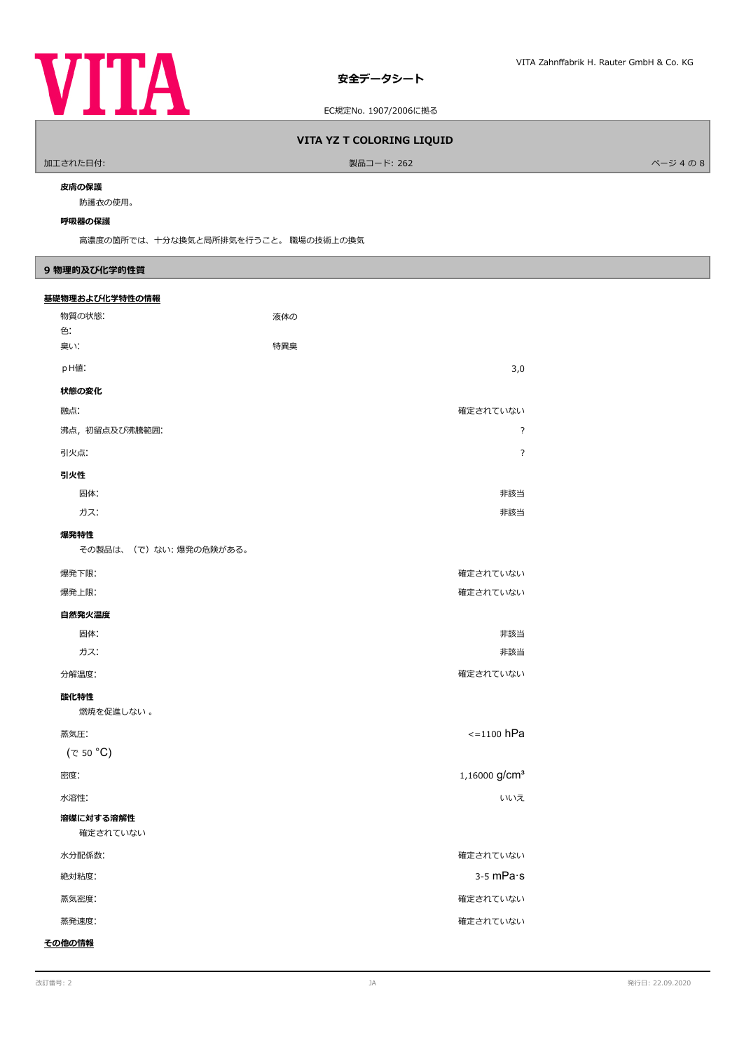**皮膚の保護**

防護衣の使用。

**呼吸器の保護**

高濃度の箇所では、十分な換気と局所排気を行うこと。 職場の技術上の換気

## 9 物理的及び化学的性質

**基礎物理および化学特性の情報**

| | | |
|---|---|---|
| 物質の状態: | 液体の | |
| 色: | | |
| 臭い: | 特異臭 | |
| pＨ値: | | 3,0 |

**状態の変化**

| | |
|---|---|
| 融点: | 確定されていない |
| 沸点，初留点及び沸騰範囲: | ? |
| 引火点: | ? |

**引火性**

| | |
|---|---|
| 固体: | 非該当 |
| ガス: | 非該当 |

**爆発特性**

その製品は、（で）ない: 爆発の危険がある。

| | |
|---|---|
| 爆発下限: | 確定されていない |
| 爆発上限: | 確定されていない |

**自然発火温度**

| | |
|---|---|
| 固体: | 非該当 |
| ガス: | 非該当 |
| 分解温度: | 確定されていない |

**酸化特性**

燃焼を促進しない 。

| | |
|---|---|
| 蒸気圧:<br>(で 50 °C) | <=1100 hPa |
| 密度: | 1,16000 g/cm³ |
| 水溶性: | いいえ |

**溶媒に対する溶解性**

確定されていない

| | |
|---|---|
| 水分配係数: | 確定されていない |
| 絶対粘度: | 3-5 mPa·s |
| 蒸気密度: | 確定されていない |
| 蒸発速度: | 確定されていない |

**その他の情報**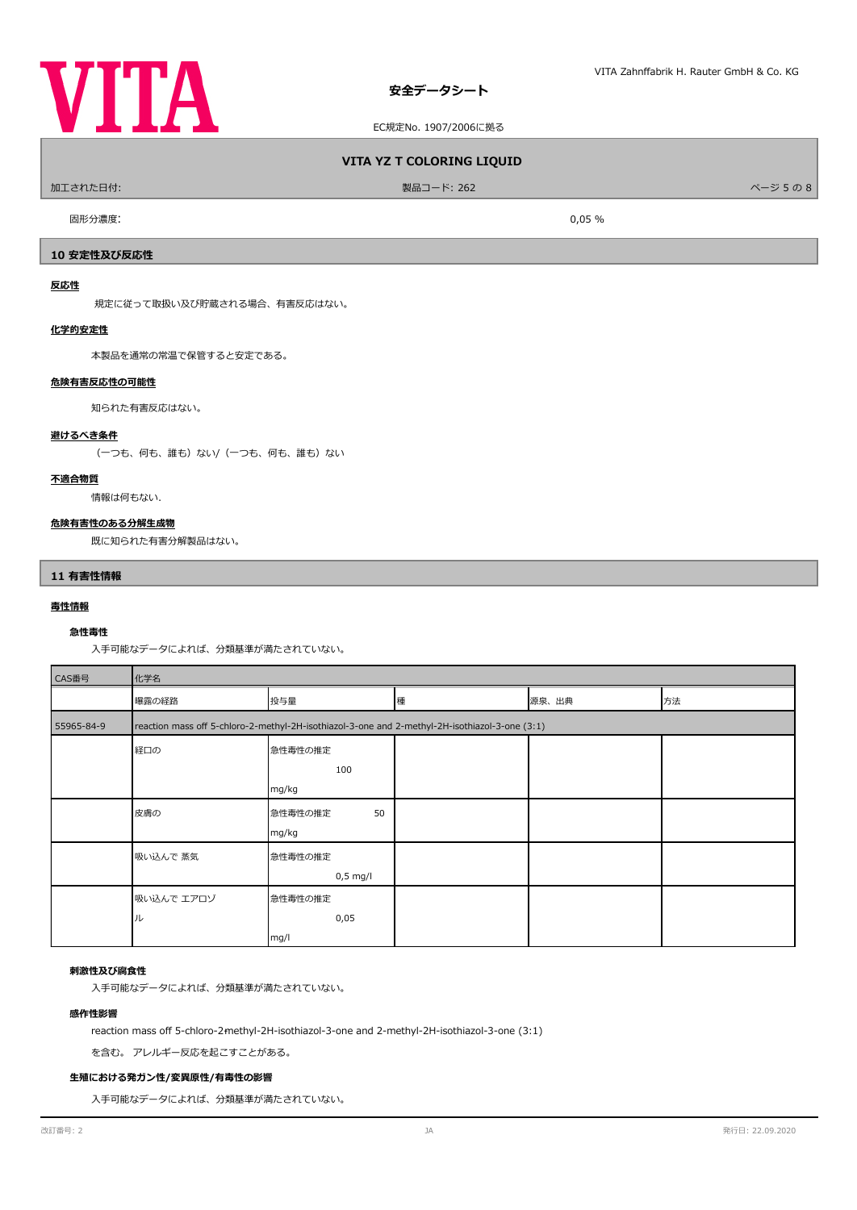固形分濃度: 0,05 %

## 10 安定性及び反応性

**反応性**

規定に従って取扱い及び貯蔵される場合、有害反応はない。

**化学的安定性**

本製品を通常の常温で保管すると安定である。

**危険有害反応性の可能性**

知られた有害反応はない。

**避けるべき条件**

（一つも、何も、誰も）ない/（一つも、何も、誰も）ない

**不適合物質**

情報は何もない.

**危険有害性のある分解生成物**

既に知られた有害分解製品はない。

## 11 有害性情報

**毒性情報**

### 急性毒性

入手可能なデータによれば、分類基準が満たされていない。

| CAS番号 | 化学名 | | | | |
|---|---|---|---|---|---|
| | 曝露の経路 | 投与量 | 種 | 源泉、出典 | 方法 |
| 55965-84-9 | reaction mass off 5-chloro-2-methyl-2H-isothiazol-3-one and 2-methyl-2H-isothiazol-3-one (3:1) | | | | |
| | 経口の | 急性毒性の推定 100 mg/kg | | | |
| | 皮膚の | 急性毒性の推定 50 mg/kg | | | |
| | 吸い込んで 蒸気 | 急性毒性の推定 0,5 mg/l | | | |
| | 吸い込んで エアロゾル | 急性毒性の推定 0,05 mg/l | | | |

### 刺激性及び腐食性

入手可能なデータによれば、分類基準が満たされていない。

### 感作性影響

reaction mass off 5-chloro-2methyl-2H-isothiazol-3-one and 2-methyl-2H-isothiazol-3-one (3:1)

を含む。 アレルギー反応を起こすことがある。

### 生殖における発ガン性/変異原性/有毒性の影響

入手可能なデータによれば、分類基準が満たされていない。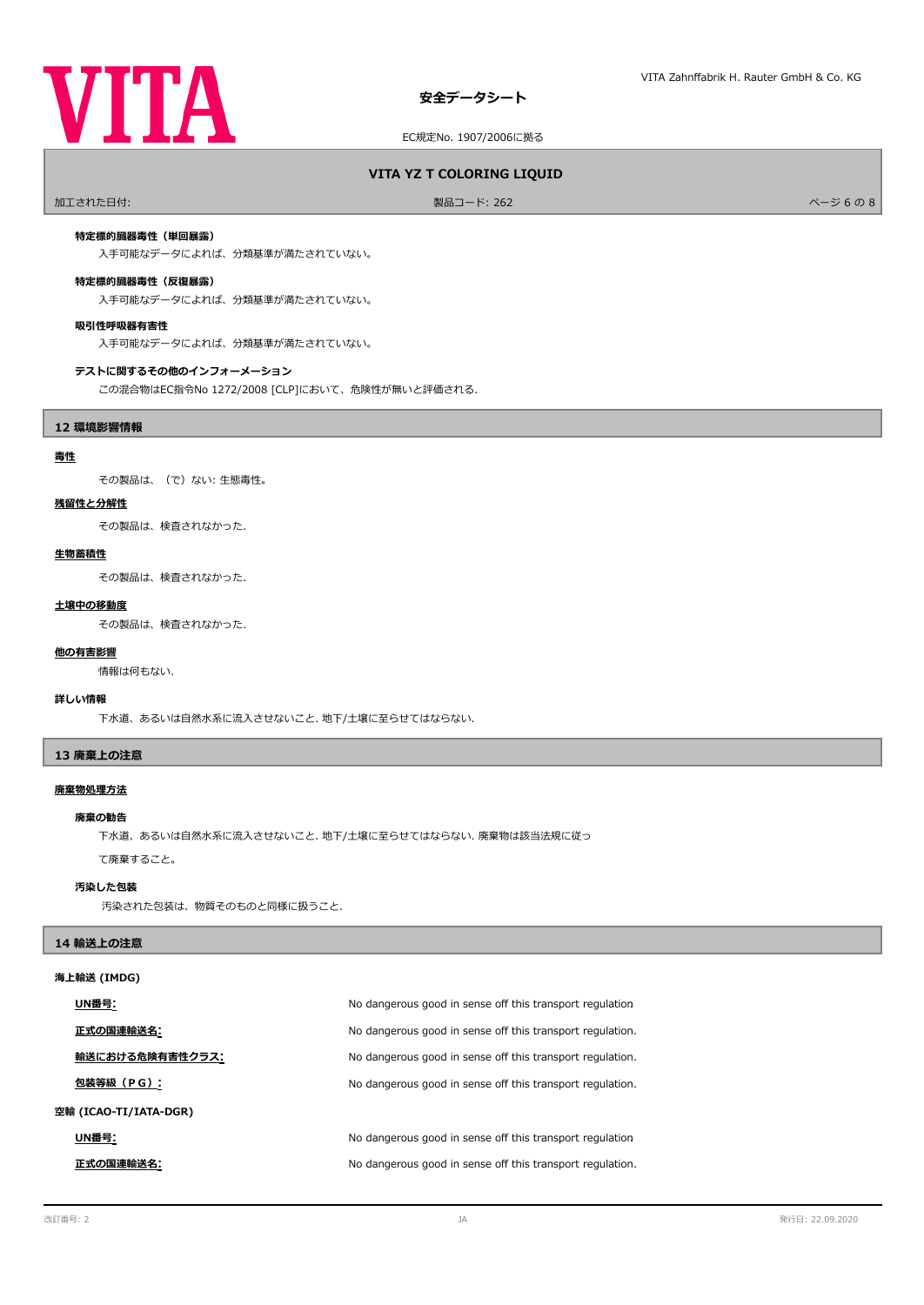**特定標的臓器毒性（単回暴露）**

入手可能なデータによれば、分類基準が満たされていない。

**特定標的臓器毒性（反復暴露）**

入手可能なデータによれば、分類基準が満たされていない。

**吸引性呼吸器有害性**

入手可能なデータによれば、分類基準が満たされていない。

**テストに関するその他のインフォーメーション**

この混合物はEC指令No 1272/2008 [CLP]において、危険性が無いと評価される.

## 12 環境影響情報

**毒性**

その製品は、（で）ない: 生態毒性。

**残留性と分解性**

その製品は、検査されなかった.

**生物蓄積性**

その製品は、検査されなかった.

**土壌中の移動度**

その製品は、検査されなかった.

**他の有害影響**

情報は何もない.

**詳しい情報**

下水道、あるいは自然水系に流入させないこと. 地下/土壌に至らせてはならない.

## 13 廃棄上の注意

**廃棄物処理方法**

**廃棄の勧告**

下水道、あるいは自然水系に流入させないこと. 地下/土壌に至らせてはならない. 廃棄物は該当法規に従って廃棄すること。

**汚染した包装**

汚染された包装は、物質そのものと同様に扱うこと.

## 14 輸送上の注意

**海上輸送 (IMDG)**

| | |
|---|---|
| **UN番号:** | No dangerous good in sense off this transport regulation |
| **正式の国連輸送名:** | No dangerous good in sense off this transport regulation. |
| **輸送における危険有害性クラス:** | No dangerous good in sense off this transport regulation. |
| **包装等級（PG）:** | No dangerous good in sense off this transport regulation. |

**空輸 (ICAO-TI/IATA-DGR)**

| | |
|---|---|
| **UN番号:** | No dangerous good in sense off this transport regulation |
| **正式の国連輸送名:** | No dangerous good in sense off this transport regulation. |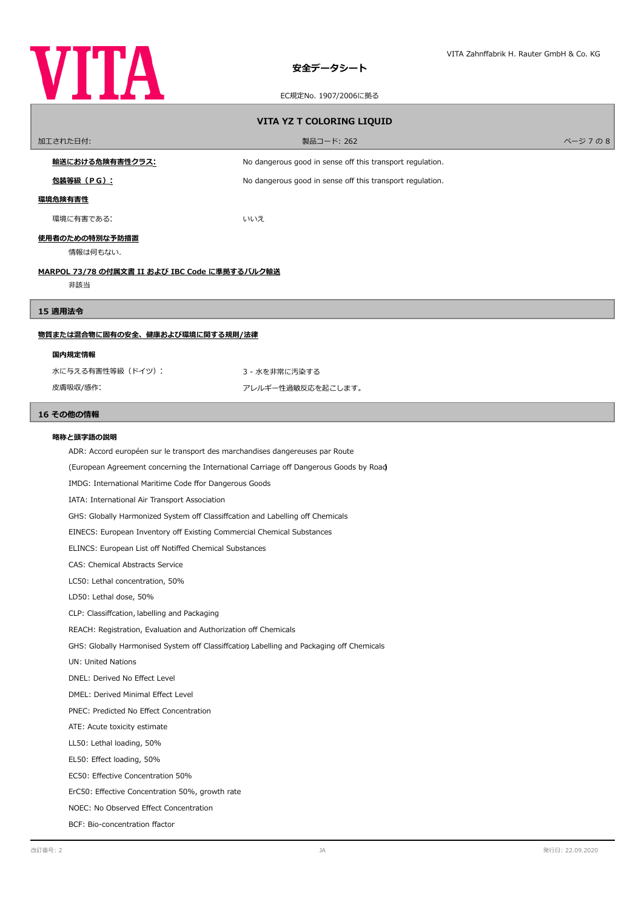**輸送における危険有害性クラス:** No dangerous good in sense off this transport regulation.

**包装等級（PG）:** No dangerous good in sense off this transport regulation.

**環境危険有害性**

環境に有害である: いいえ

**使用者のための特別な予防措置**

情報は何もない.

**MARPOL 73/78 の付属文書 II および IBC Code に準拠するバルク輸送**

非該当

## 15 適用法令

**物質または混合物に固有の安全、健康および環境に関する規則/法律**

**国内規定情報**

| | |
|---|---|
| 水に与える有害性等級（ドイツ）: | 3 - 水を非常に汚染する |
| 皮膚吸収/感作: | アレルギー性過敏反応を起こします。 |

## 16 その他の情報

**略称と頭字語の説明**

ADR: Accord européen sur le transport des marchandises dangereuses par Route

(European Agreement concerning the International Carriage off Dangerous Goods by Road)

IMDG: International Maritime Code ffor Dangerous Goods

IATA: International Air Transport Association

GHS: Globally Harmonized System off Classiffcation and Labelling off Chemicals

EINECS: European Inventory off Existing Commercial Chemical Substances

ELINCS: European List off Notiffed Chemical Substances

CAS: Chemical Abstracts Service

LC50: Lethal concentration, 50%

LD50: Lethal dose, 50%

CLP: Classiffcation, labelling and Packaging

REACH: Registration, Evaluation and Authorization off Chemicals

GHS: Globally Harmonised System off Classiffcation, Labelling and Packaging off Chemicals

UN: United Nations

DNEL: Derived No Effect Level

DMEL: Derived Minimal Effect Level

PNEC: Predicted No Effect Concentration

ATE: Acute toxicity estimate

LL50: Lethal loading, 50%

EL50: Effect loading, 50%

EC50: Effective Concentration 50%

ErC50: Effective Concentration 50%, growth rate

NOEC: No Observed Effect Concentration

BCF: Bio-concentration ffactor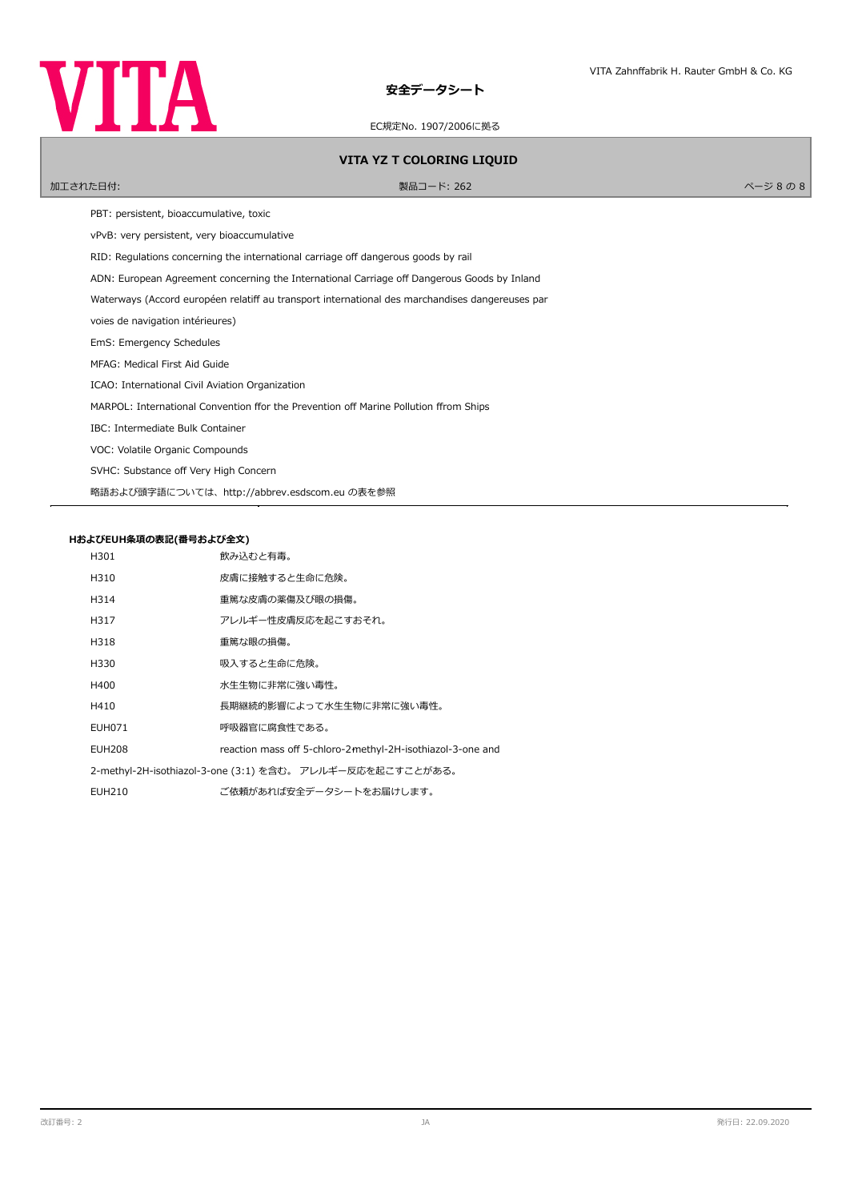PBT: persistent, bioaccumulative, toxic

vPvB: very persistent, very bioaccumulative

RID: Regulations concerning the international carriage off dangerous goods by rail

ADN: European Agreement concerning the International Carriage off Dangerous Goods by Inland Waterways (Accord européen relatiff au transport international des marchandises dangereuses par voies de navigation intérieures)

EmS: Emergency Schedules

MFAG: Medical First Aid Guide

ICAO: International Civil Aviation Organization

MARPOL: International Convention ffor the Prevention off Marine Pollution ffrom Ships

IBC: Intermediate Bulk Container

VOC: Volatile Organic Compounds

SVHC: Substance off Very High Concern

略語および頭字語については、http://abbrev.esdscom.eu の表を参照

---

**HおよびEUH条項の表記(番号および全文)**

| | |
|---|---|
| H301 | 飲み込むと有毒。 |
| H310 | 皮膚に接触すると生命に危険。 |
| H314 | 重篤な皮膚の薬傷及び眼の損傷。 |
| H317 | アレルギー性皮膚反応を起こすおそれ。 |
| H318 | 重篤な眼の損傷。 |
| H330 | 吸入すると生命に危険。 |
| H400 | 水生生物に非常に強い毒性。 |
| H410 | 長期継続的影響によって水生生物に非常に強い毒性。 |
| EUH071 | 呼吸器官に腐食性である。 |
| EUH208 | reaction mass off 5-chloro-2-methyl-2H-isothiazol-3-one and 2-methyl-2H-isothiazol-3-one (3:1) を含む。 アレルギー反応を起こすことがある。 |
| EUH210 | ご依頼があれば安全データシートをお届けします。 |